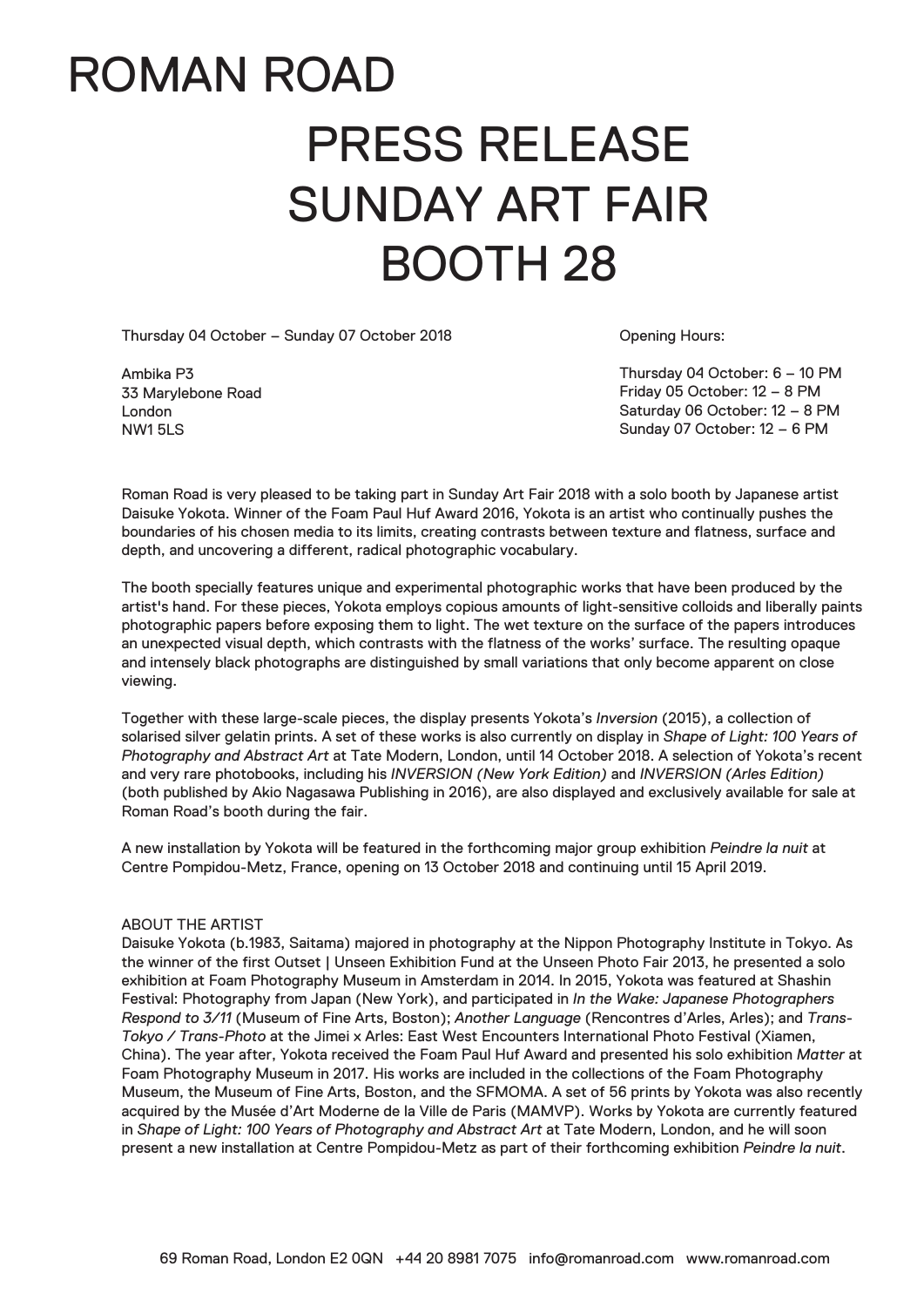# ROMAN ROAD

## PRESS RELEASE
## SUNDAY ART FAIR
## BOOTH 28

Thursday 04 October – Sunday 07 October 2018

Ambika P3
33 Marylebone Road
London
NW1 5LS

Opening Hours:

Thursday 04 October: 6 – 10 PM
Friday 05 October: 12 – 8 PM
Saturday 06 October: 12 – 8 PM
Sunday 07 October: 12 – 6 PM

Roman Road is very pleased to be taking part in Sunday Art Fair 2018 with a solo booth by Japanese artist Daisuke Yokota. Winner of the Foam Paul Huf Award 2016, Yokota is an artist who continually pushes the boundaries of his chosen media to its limits, creating contrasts between texture and flatness, surface and depth, and uncovering a different, radical photographic vocabulary.

The booth specially features unique and experimental photographic works that have been produced by the artist's hand. For these pieces, Yokota employs copious amounts of light-sensitive colloids and liberally paints photographic papers before exposing them to light. The wet texture on the surface of the papers introduces an unexpected visual depth, which contrasts with the flatness of the works' surface. The resulting opaque and intensely black photographs are distinguished by small variations that only become apparent on close viewing.

Together with these large-scale pieces, the display presents Yokota's *Inversion* (2015), a collection of solarised silver gelatin prints. A set of these works is also currently on display in *Shape of Light: 100 Years of Photography and Abstract Art* at Tate Modern, London, until 14 October 2018. A selection of Yokota's recent and very rare photobooks, including his *INVERSION (New York Edition)* and *INVERSION (Arles Edition)* (both published by Akio Nagasawa Publishing in 2016), are also displayed and exclusively available for sale at Roman Road's booth during the fair.

A new installation by Yokota will be featured in the forthcoming major group exhibition *Peindre la nuit* at Centre Pompidou-Metz, France, opening on 13 October 2018 and continuing until 15 April 2019.

ABOUT THE ARTIST

Daisuke Yokota (b.1983, Saitama) majored in photography at the Nippon Photography Institute in Tokyo. As the winner of the first Outset | Unseen Exhibition Fund at the Unseen Photo Fair 2013, he presented a solo exhibition at Foam Photography Museum in Amsterdam in 2014. In 2015, Yokota was featured at Shashin Festival: Photography from Japan (New York), and participated in *In the Wake: Japanese Photographers Respond to 3/11* (Museum of Fine Arts, Boston); *Another Language* (Rencontres d'Arles, Arles); and *Trans-Tokyo / Trans-Photo* at the Jimei x Arles: East West Encounters International Photo Festival (Xiamen, China). The year after, Yokota received the Foam Paul Huf Award and presented his solo exhibition *Matter* at Foam Photography Museum in 2017. His works are included in the collections of the Foam Photography Museum, the Museum of Fine Arts, Boston, and the SFMOMA. A set of 56 prints by Yokota was also recently acquired by the Musée d'Art Moderne de la Ville de Paris (MAMVP). Works by Yokota are currently featured in *Shape of Light: 100 Years of Photography and Abstract Art* at Tate Modern, London, and he will soon present a new installation at Centre Pompidou-Metz as part of their forthcoming exhibition *Peindre la nuit*.

69 Roman Road, London E2 0QN +44 20 8981 7075 info@romanroad.com www.romanroad.com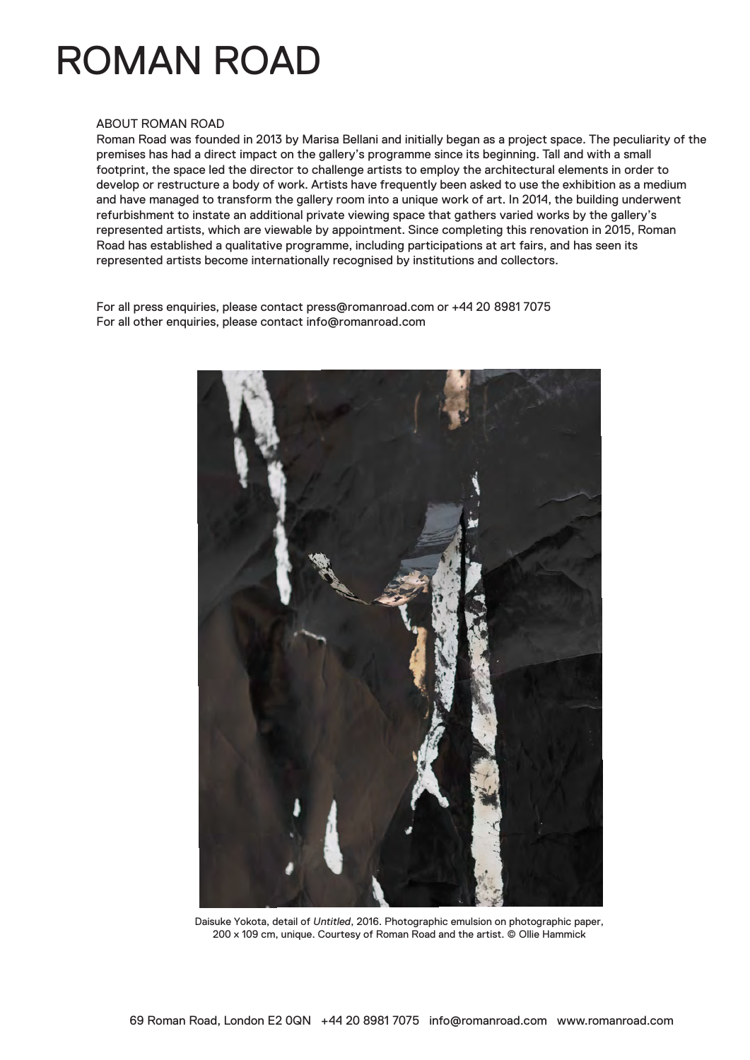# ROMAN ROAD

ABOUT ROMAN ROAD

Roman Road was founded in 2013 by Marisa Bellani and initially began as a project space. The peculiarity of the premises has had a direct impact on the gallery's programme since its beginning. Tall and with a small footprint, the space led the director to challenge artists to employ the architectural elements in order to develop or restructure a body of work. Artists have frequently been asked to use the exhibition as a medium and have managed to transform the gallery room into a unique work of art. In 2014, the building underwent refurbishment to instate an additional private viewing space that gathers varied works by the gallery's represented artists, which are viewable by appointment. Since completing this renovation in 2015, Roman Road has established a qualitative programme, including participations at art fairs, and has seen its represented artists become internationally recognised by institutions and collectors.

For all press enquiries, please contact press@romanroad.com or +44 20 8981 7075
For all other enquiries, please contact info@romanroad.com

Daisuke Yokota, detail of *Untitled*, 2016. Photographic emulsion on photographic paper, 200 x 109 cm, unique. Courtesy of Roman Road and the artist. © Ollie Hammick

69 Roman Road, London E2 0QN +44 20 8981 7075 info@romanroad.com www.romanroad.com